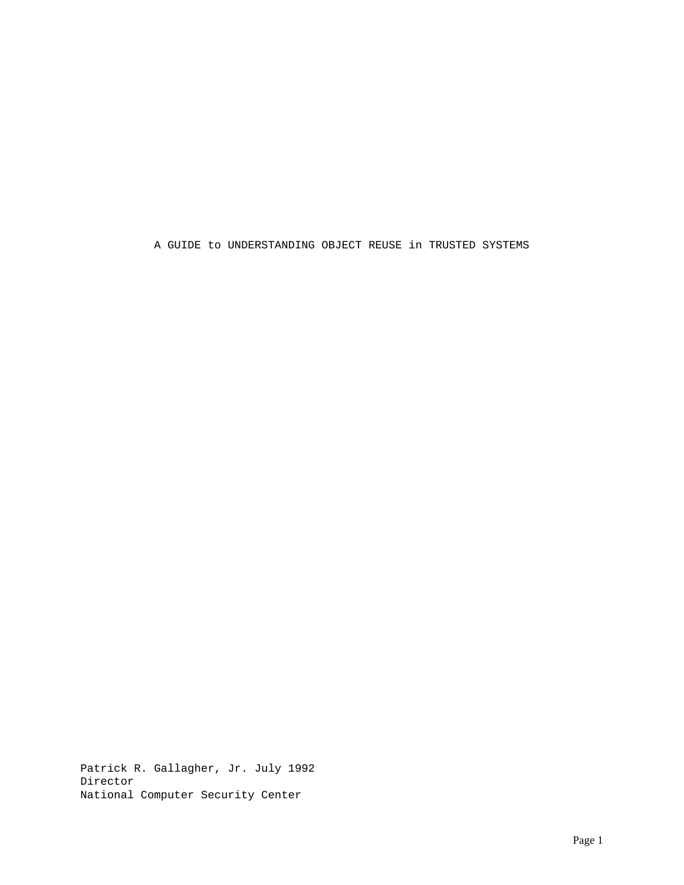# A GUIDE to UNDERSTANDING OBJECT REUSE in TRUSTED SYSTEMS

Patrick R. Gallagher, Jr. July 1992
Director
National Computer Security Center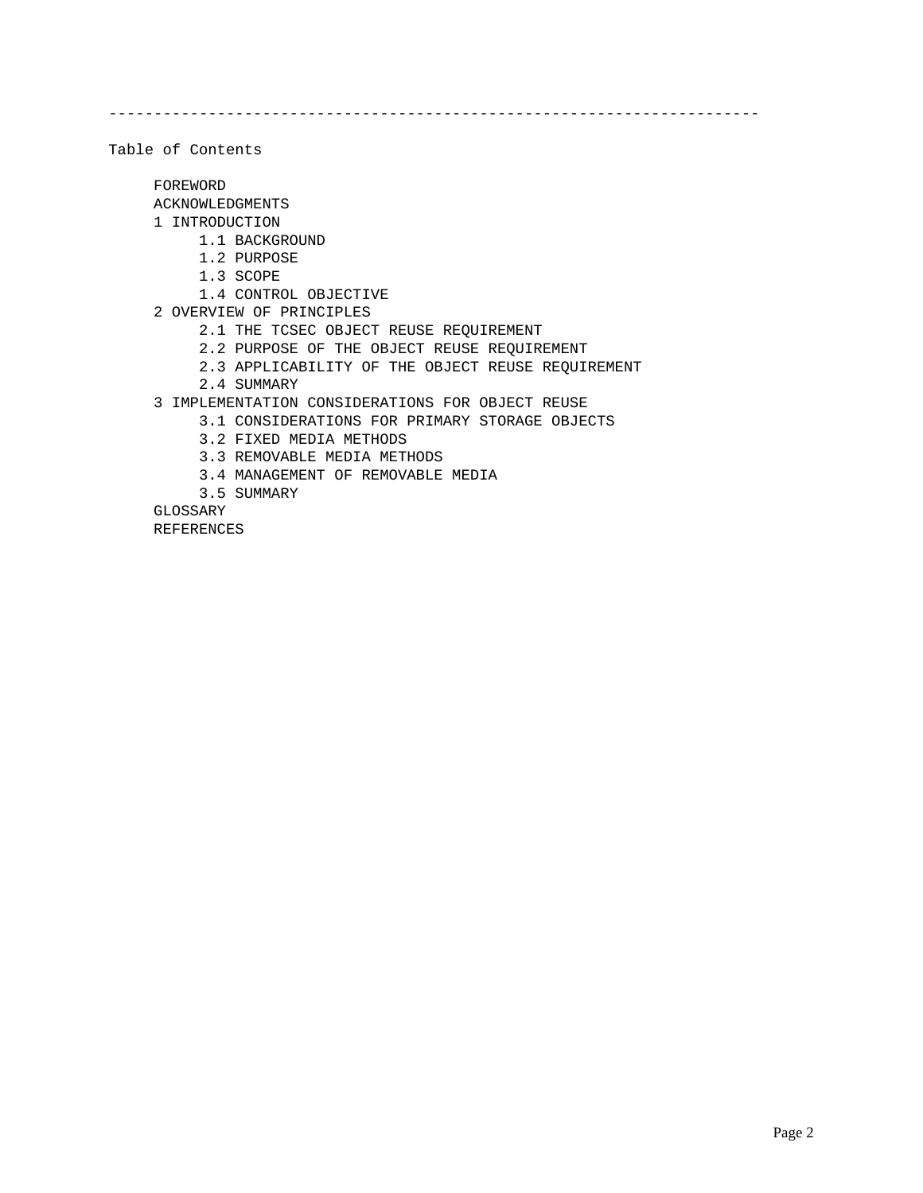---

Table of Contents

- FOREWORD
- ACKNOWLEDGMENTS
- 1 INTRODUCTION
    - 1.1 BACKGROUND
    - 1.2 PURPOSE
    - 1.3 SCOPE
    - 1.4 CONTROL OBJECTIVE
- 2 OVERVIEW OF PRINCIPLES
    - 2.1 THE TCSEC OBJECT REUSE REQUIREMENT
    - 2.2 PURPOSE OF THE OBJECT REUSE REQUIREMENT
    - 2.3 APPLICABILITY OF THE OBJECT REUSE REQUIREMENT
    - 2.4 SUMMARY
- 3 IMPLEMENTATION CONSIDERATIONS FOR OBJECT REUSE
    - 3.1 CONSIDERATIONS FOR PRIMARY STORAGE OBJECTS
    - 3.2 FIXED MEDIA METHODS
    - 3.3 REMOVABLE MEDIA METHODS
    - 3.4 MANAGEMENT OF REMOVABLE MEDIA
    - 3.5 SUMMARY
- GLOSSARY
- REFERENCES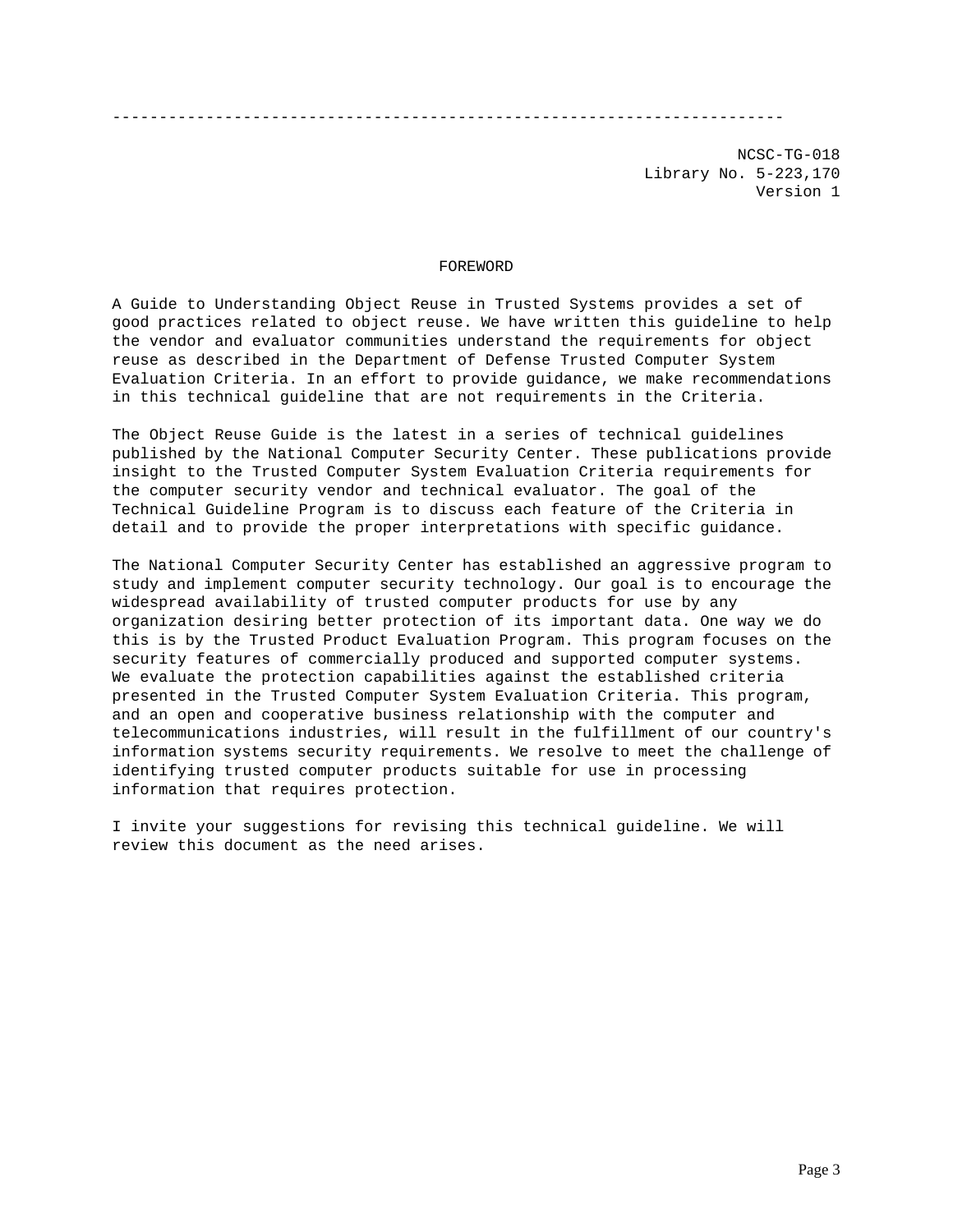---

NCSC-TG-018
Library No. 5-223,170
Version 1

## FOREWORD

A Guide to Understanding Object Reuse in Trusted Systems provides a set of good practices related to object reuse. We have written this guideline to help the vendor and evaluator communities understand the requirements for object reuse as described in the Department of Defense Trusted Computer System Evaluation Criteria. In an effort to provide guidance, we make recommendations in this technical guideline that are not requirements in the Criteria.

The Object Reuse Guide is the latest in a series of technical guidelines published by the National Computer Security Center. These publications provide insight to the Trusted Computer System Evaluation Criteria requirements for the computer security vendor and technical evaluator. The goal of the Technical Guideline Program is to discuss each feature of the Criteria in detail and to provide the proper interpretations with specific guidance.

The National Computer Security Center has established an aggressive program to study and implement computer security technology. Our goal is to encourage the widespread availability of trusted computer products for use by any organization desiring better protection of its important data. One way we do this is by the Trusted Product Evaluation Program. This program focuses on the security features of commercially produced and supported computer systems. We evaluate the protection capabilities against the established criteria presented in the Trusted Computer System Evaluation Criteria. This program, and an open and cooperative business relationship with the computer and telecommunications industries, will result in the fulfillment of our country's information systems security requirements. We resolve to meet the challenge of identifying trusted computer products suitable for use in processing information that requires protection.

I invite your suggestions for revising this technical guideline. We will review this document as the need arises.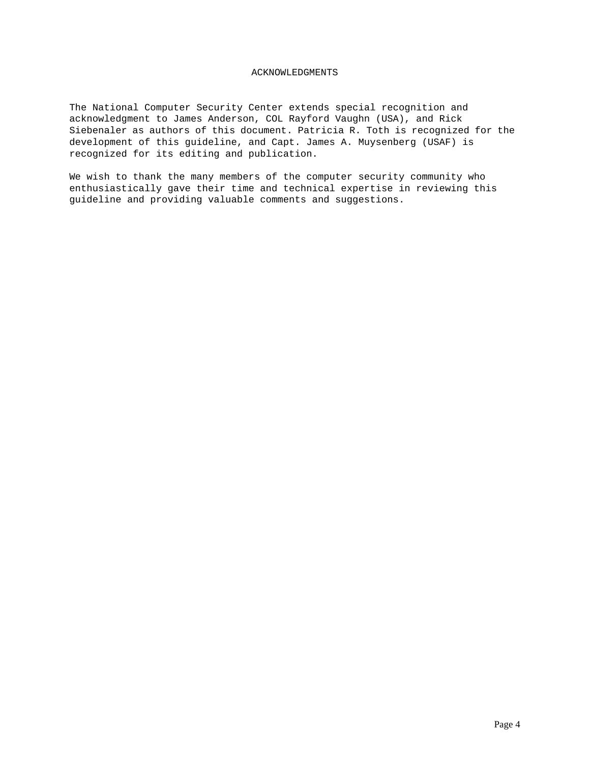# ACKNOWLEDGMENTS

The National Computer Security Center extends special recognition and acknowledgment to James Anderson, COL Rayford Vaughn (USA), and Rick Siebenaler as authors of this document. Patricia R. Toth is recognized for the development of this guideline, and Capt. James A. Muysenberg (USAF) is recognized for its editing and publication.

We wish to thank the many members of the computer security community who enthusiastically gave their time and technical expertise in reviewing this guideline and providing valuable comments and suggestions.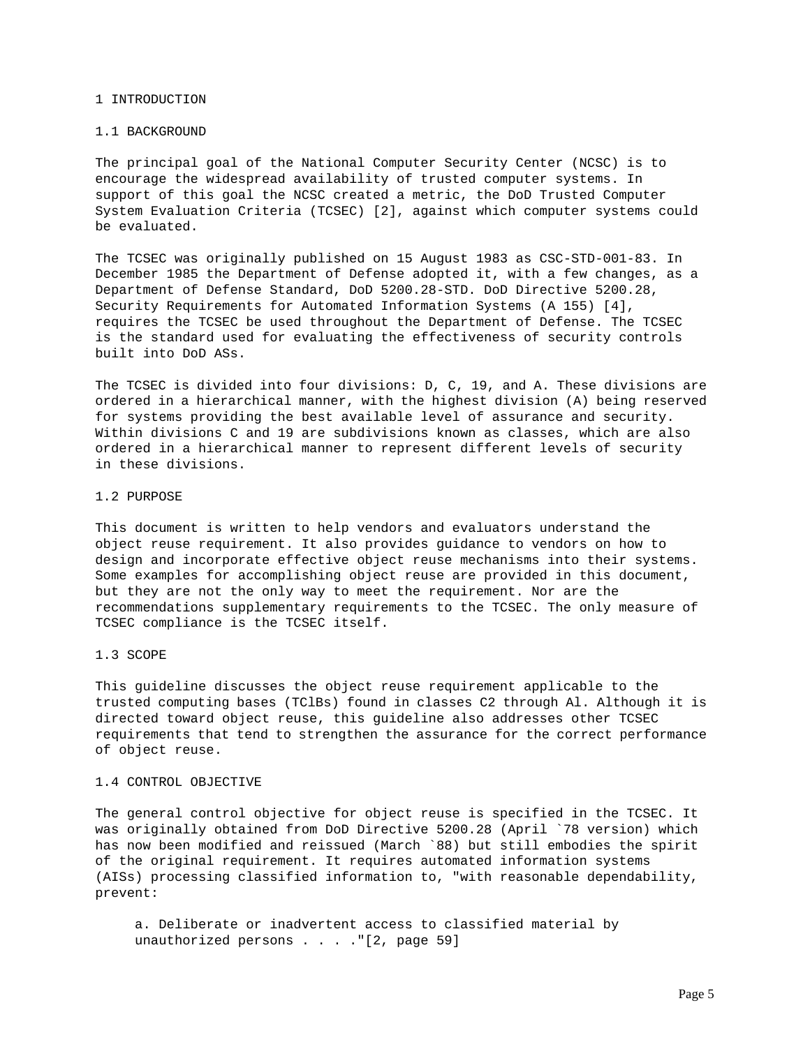# 1 INTRODUCTION

## 1.1 BACKGROUND

The principal goal of the National Computer Security Center (NCSC) is to encourage the widespread availability of trusted computer systems. In support of this goal the NCSC created a metric, the DoD Trusted Computer System Evaluation Criteria (TCSEC) [2], against which computer systems could be evaluated.

The TCSEC was originally published on 15 August 1983 as CSC-STD-001-83. In December 1985 the Department of Defense adopted it, with a few changes, as a Department of Defense Standard, DoD 5200.28-STD. DoD Directive 5200.28, Security Requirements for Automated Information Systems (A 155) [4], requires the TCSEC be used throughout the Department of Defense. The TCSEC is the standard used for evaluating the effectiveness of security controls built into DoD ASs.

The TCSEC is divided into four divisions: D, C, 19, and A. These divisions are ordered in a hierarchical manner, with the highest division (A) being reserved for systems providing the best available level of assurance and security. Within divisions C and 19 are subdivisions known as classes, which are also ordered in a hierarchical manner to represent different levels of security in these divisions.

## 1.2 PURPOSE

This document is written to help vendors and evaluators understand the object reuse requirement. It also provides guidance to vendors on how to design and incorporate effective object reuse mechanisms into their systems. Some examples for accomplishing object reuse are provided in this document, but they are not the only way to meet the requirement. Nor are the recommendations supplementary requirements to the TCSEC. The only measure of TCSEC compliance is the TCSEC itself.

## 1.3 SCOPE

This guideline discusses the object reuse requirement applicable to the trusted computing bases (TClBs) found in classes C2 through Al. Although it is directed toward object reuse, this guideline also addresses other TCSEC requirements that tend to strengthen the assurance for the correct performance of object reuse.

## 1.4 CONTROL OBJECTIVE

The general control objective for object reuse is specified in the TCSEC. It was originally obtained from DoD Directive 5200.28 (April `78 version) which has now been modified and reissued (March `88) but still embodies the spirit of the original requirement. It requires automated information systems (AISs) processing classified information to, "with reasonable dependability, prevent:

a. Deliberate or inadvertent access to classified material by unauthorized persons . . . ."[2, page 59]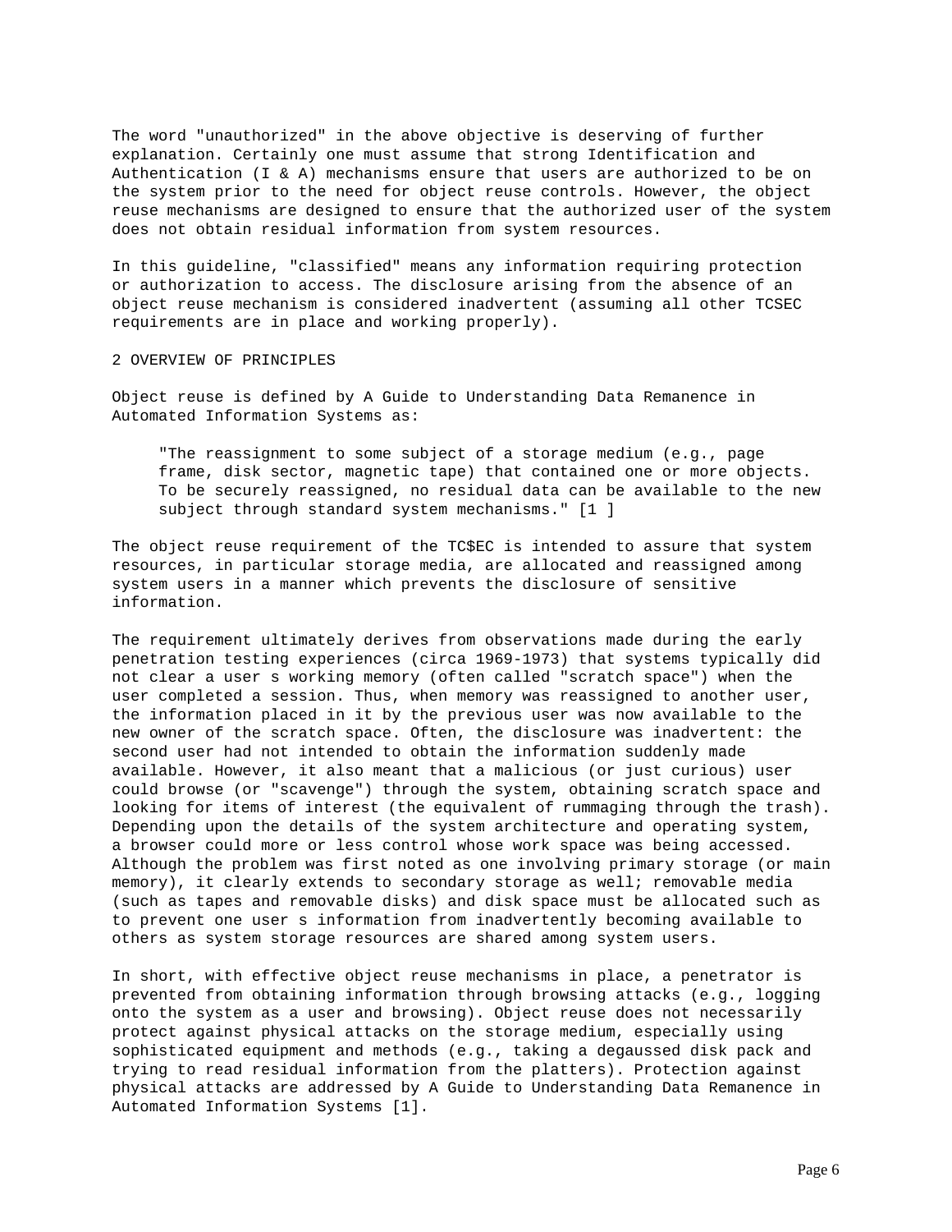The word "unauthorized" in the above objective is deserving of further explanation. Certainly one must assume that strong Identification and Authentication (I & A) mechanisms ensure that users are authorized to be on the system prior to the need for object reuse controls. However, the object reuse mechanisms are designed to ensure that the authorized user of the system does not obtain residual information from system resources.

In this guideline, "classified" means any information requiring protection or authorization to access. The disclosure arising from the absence of an object reuse mechanism is considered inadvertent (assuming all other TCSEC requirements are in place and working properly).

## 2 OVERVIEW OF PRINCIPLES

Object reuse is defined by A Guide to Understanding Data Remanence in Automated Information Systems as:

> "The reassignment to some subject of a storage medium (e.g., page frame, disk sector, magnetic tape) that contained one or more objects. To be securely reassigned, no residual data can be available to the new subject through standard system mechanisms." [1 ]

The object reuse requirement of the TC$EC is intended to assure that system resources, in particular storage media, are allocated and reassigned among system users in a manner which prevents the disclosure of sensitive information.

The requirement ultimately derives from observations made during the early penetration testing experiences (circa 1969-1973) that systems typically did not clear a user s working memory (often called "scratch space") when the user completed a session. Thus, when memory was reassigned to another user, the information placed in it by the previous user was now available to the new owner of the scratch space. Often, the disclosure was inadvertent: the second user had not intended to obtain the information suddenly made available. However, it also meant that a malicious (or just curious) user could browse (or "scavenge") through the system, obtaining scratch space and looking for items of interest (the equivalent of rummaging through the trash). Depending upon the details of the system architecture and operating system, a browser could more or less control whose work space was being accessed. Although the problem was first noted as one involving primary storage (or main memory), it clearly extends to secondary storage as well; removable media (such as tapes and removable disks) and disk space must be allocated such as to prevent one user s information from inadvertently becoming available to others as system storage resources are shared among system users.

In short, with effective object reuse mechanisms in place, a penetrator is prevented from obtaining information through browsing attacks (e.g., logging onto the system as a user and browsing). Object reuse does not necessarily protect against physical attacks on the storage medium, especially using sophisticated equipment and methods (e.g., taking a degaussed disk pack and trying to read residual information from the platters). Protection against physical attacks are addressed by A Guide to Understanding Data Remanence in Automated Information Systems [1].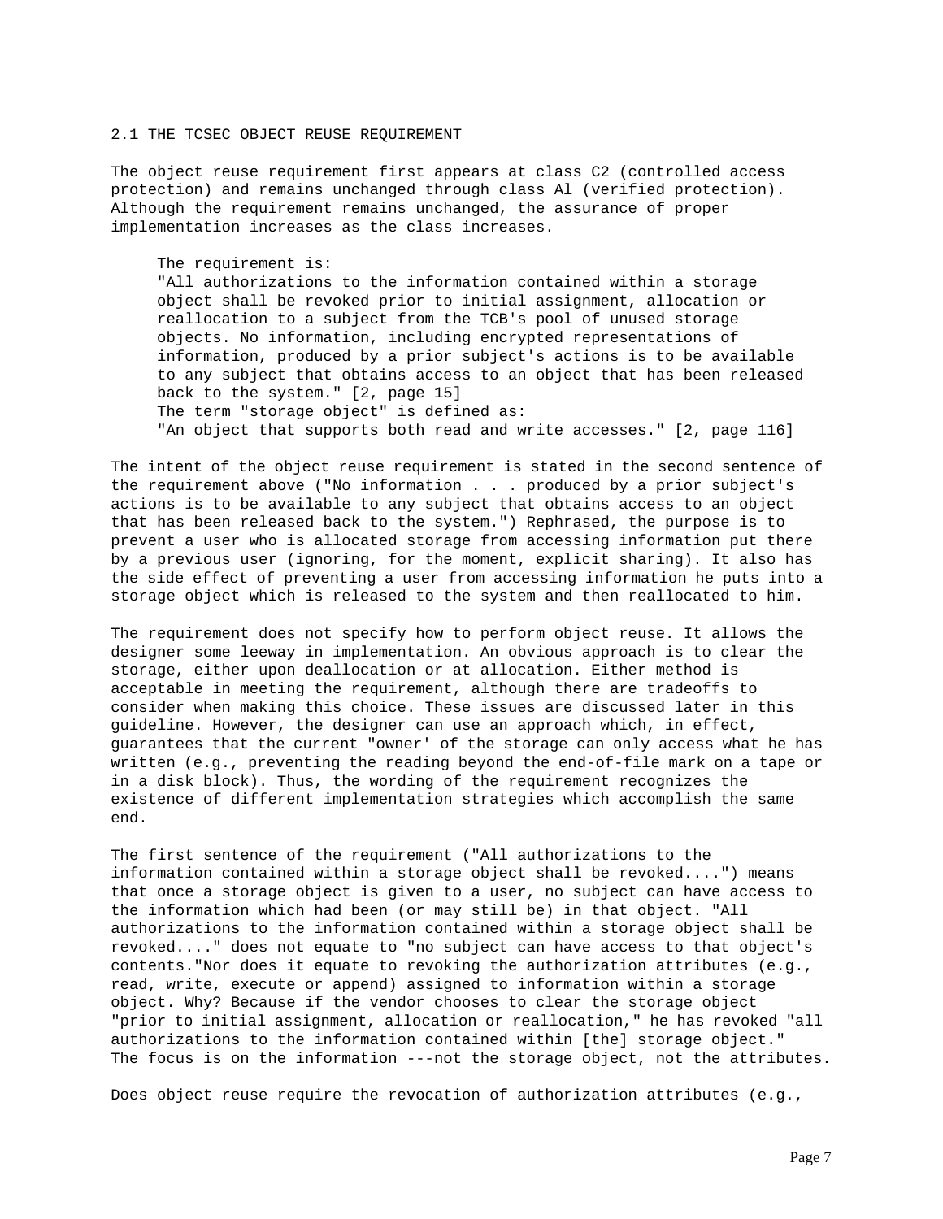## 2.1 THE TCSEC OBJECT REUSE REQUIREMENT

The object reuse requirement first appears at class C2 (controlled access protection) and remains unchanged through class Al (verified protection). Although the requirement remains unchanged, the assurance of proper implementation increases as the class increases.

> The requirement is:
> "All authorizations to the information contained within a storage object shall be revoked prior to initial assignment, allocation or reallocation to a subject from the TCB's pool of unused storage objects. No information, including encrypted representations of information, produced by a prior subject's actions is to be available to any subject that obtains access to an object that has been released back to the system." [2, page 15]
> The term "storage object" is defined as:
> "An object that supports both read and write accesses." [2, page 116]

The intent of the object reuse requirement is stated in the second sentence of the requirement above ("No information . . . produced by a prior subject's actions is to be available to any subject that obtains access to an object that has been released back to the system.") Rephrased, the purpose is to prevent a user who is allocated storage from accessing information put there by a previous user (ignoring, for the moment, explicit sharing). It also has the side effect of preventing a user from accessing information he puts into a storage object which is released to the system and then reallocated to him.

The requirement does not specify how to perform object reuse. It allows the designer some leeway in implementation. An obvious approach is to clear the storage, either upon deallocation or at allocation. Either method is acceptable in meeting the requirement, although there are tradeoffs to consider when making this choice. These issues are discussed later in this guideline. However, the designer can use an approach which, in effect, guarantees that the current "owner' of the storage can only access what he has written (e.g., preventing the reading beyond the end-of-file mark on a tape or in a disk block). Thus, the wording of the requirement recognizes the existence of different implementation strategies which accomplish the same end.

The first sentence of the requirement ("All authorizations to the information contained within a storage object shall be revoked....") means that once a storage object is given to a user, no subject can have access to the information which had been (or may still be) in that object. "All authorizations to the information contained within a storage object shall be revoked...." does not equate to "no subject can have access to that object's contents."Nor does it equate to revoking the authorization attributes (e.g., read, write, execute or append) assigned to information within a storage object. Why? Because if the vendor chooses to clear the storage object "prior to initial assignment, allocation or reallocation," he has revoked "all authorizations to the information contained within [the] storage object." The focus is on the information ---not the storage object, not the attributes.

Does object reuse require the revocation of authorization attributes (e.g.,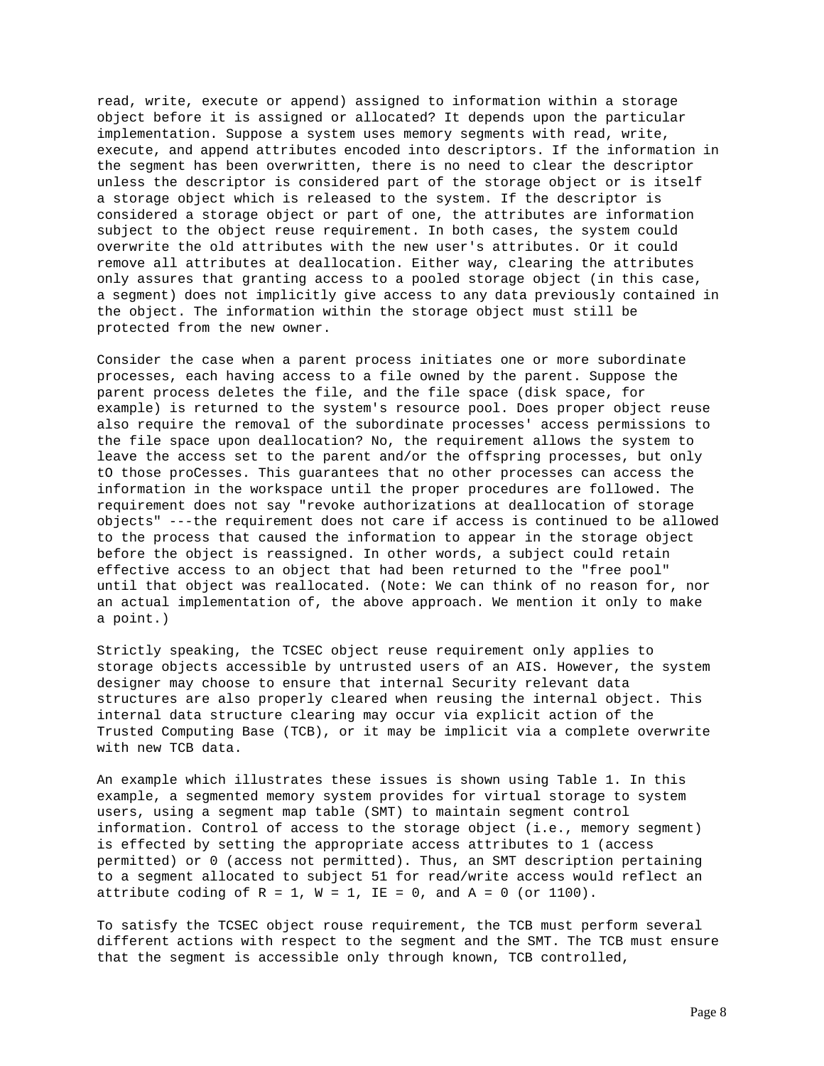read, write, execute or append) assigned to information within a storage object before it is assigned or allocated? It depends upon the particular implementation. Suppose a system uses memory segments with read, write, execute, and append attributes encoded into descriptors. If the information in the segment has been overwritten, there is no need to clear the descriptor unless the descriptor is considered part of the storage object or is itself a storage object which is released to the system. If the descriptor is considered a storage object or part of one, the attributes are information subject to the object reuse requirement. In both cases, the system could overwrite the old attributes with the new user's attributes. Or it could remove all attributes at deallocation. Either way, clearing the attributes only assures that granting access to a pooled storage object (in this case, a segment) does not implicitly give access to any data previously contained in the object. The information within the storage object must still be protected from the new owner.

Consider the case when a parent process initiates one or more subordinate processes, each having access to a file owned by the parent. Suppose the parent process deletes the file, and the file space (disk space, for example) is returned to the system's resource pool. Does proper object reuse also require the removal of the subordinate processes' access permissions to the file space upon deallocation? No, the requirement allows the system to leave the access set to the parent and/or the offspring processes, but only tO those proCesses. This guarantees that no other processes can access the information in the workspace until the proper procedures are followed. The requirement does not say "revoke authorizations at deallocation of storage objects" ---the requirement does not care if access is continued to be allowed to the process that caused the information to appear in the storage object before the object is reassigned. In other words, a subject could retain effective access to an object that had been returned to the "free pool" until that object was reallocated. (Note: We can think of no reason for, nor an actual implementation of, the above approach. We mention it only to make a point.)

Strictly speaking, the TCSEC object reuse requirement only applies to storage objects accessible by untrusted users of an AIS. However, the system designer may choose to ensure that internal Security relevant data structures are also properly cleared when reusing the internal object. This internal data structure clearing may occur via explicit action of the Trusted Computing Base (TCB), or it may be implicit via a complete overwrite with new TCB data.

An example which illustrates these issues is shown using Table 1. In this example, a segmented memory system provides for virtual storage to system users, using a segment map table (SMT) to maintain segment control information. Control of access to the storage object (i.e., memory segment) is effected by setting the appropriate access attributes to 1 (access permitted) or 0 (access not permitted). Thus, an SMT description pertaining to a segment allocated to subject 51 for read/write access would reflect an attribute coding of R = 1, W = 1, IE = 0, and A = 0 (or 1100).

To satisfy the TCSEC object rouse requirement, the TCB must perform several different actions with respect to the segment and the SMT. The TCB must ensure that the segment is accessible only through known, TCB controlled,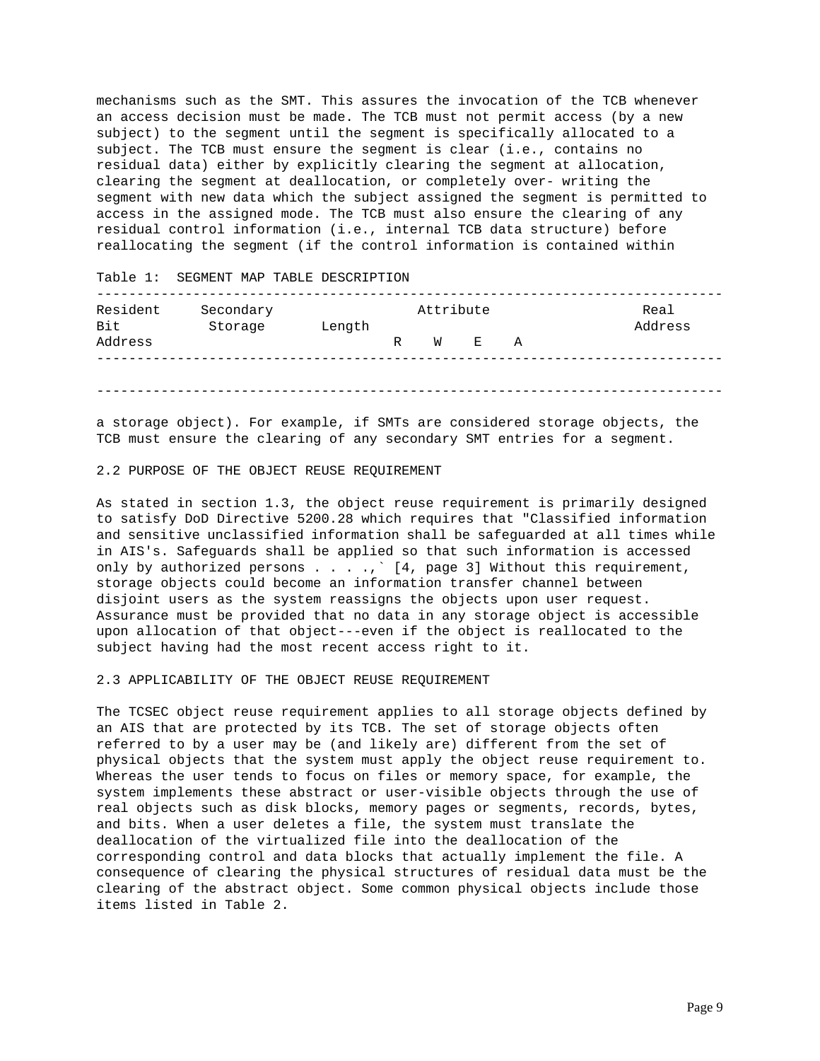mechanisms such as the SMT. This assures the invocation of the TCB whenever an access decision must be made. The TCB must not permit access (by a new subject) to the segment until the segment is specifically allocated to a subject. The TCB must ensure the segment is clear (i.e., contains no residual data) either by explicitly clearing the segment at allocation, clearing the segment at deallocation, or completely over- writing the segment with new data which the subject assigned the segment is permitted to access in the assigned mode. The TCB must also ensure the clearing of any residual control information (i.e., internal TCB data structure) before reallocating the segment (if the control information is contained within a storage object). For example, if SMTs are considered storage objects, the TCB must ensure the clearing of any secondary SMT entries for a segment.

Table 1: SEGMENT MAP TABLE DESCRIPTION

| Resident Bit Address | Secondary Storage | Length | Attribute | | | | Real Address |
|---|---|---|---|---|---|---|---|
| | | | R | W | E | A | |

## 2.2 PURPOSE OF THE OBJECT REUSE REQUIREMENT

As stated in section 1.3, the object reuse requirement is primarily designed to satisfy DoD Directive 5200.28 which requires that "Classified information and sensitive unclassified information shall be safeguarded at all times while in AIS's. Safeguards shall be applied so that such information is accessed only by authorized persons . . . .,` [4, page 3] Without this requirement, storage objects could become an information transfer channel between disjoint users as the system reassigns the objects upon user request. Assurance must be provided that no data in any storage object is accessible upon allocation of that object---even if the object is reallocated to the subject having had the most recent access right to it.

## 2.3 APPLICABILITY OF THE OBJECT REUSE REQUIREMENT

The TCSEC object reuse requirement applies to all storage objects defined by an AIS that are protected by its TCB. The set of storage objects often referred to by a user may be (and likely are) different from the set of physical objects that the system must apply the object reuse requirement to. Whereas the user tends to focus on files or memory space, for example, the system implements these abstract or user-visible objects through the use of real objects such as disk blocks, memory pages or segments, records, bytes, and bits. When a user deletes a file, the system must translate the deallocation of the virtualized file into the deallocation of the corresponding control and data blocks that actually implement the file. A consequence of clearing the physical structures of residual data must be the clearing of the abstract object. Some common physical objects include those items listed in Table 2.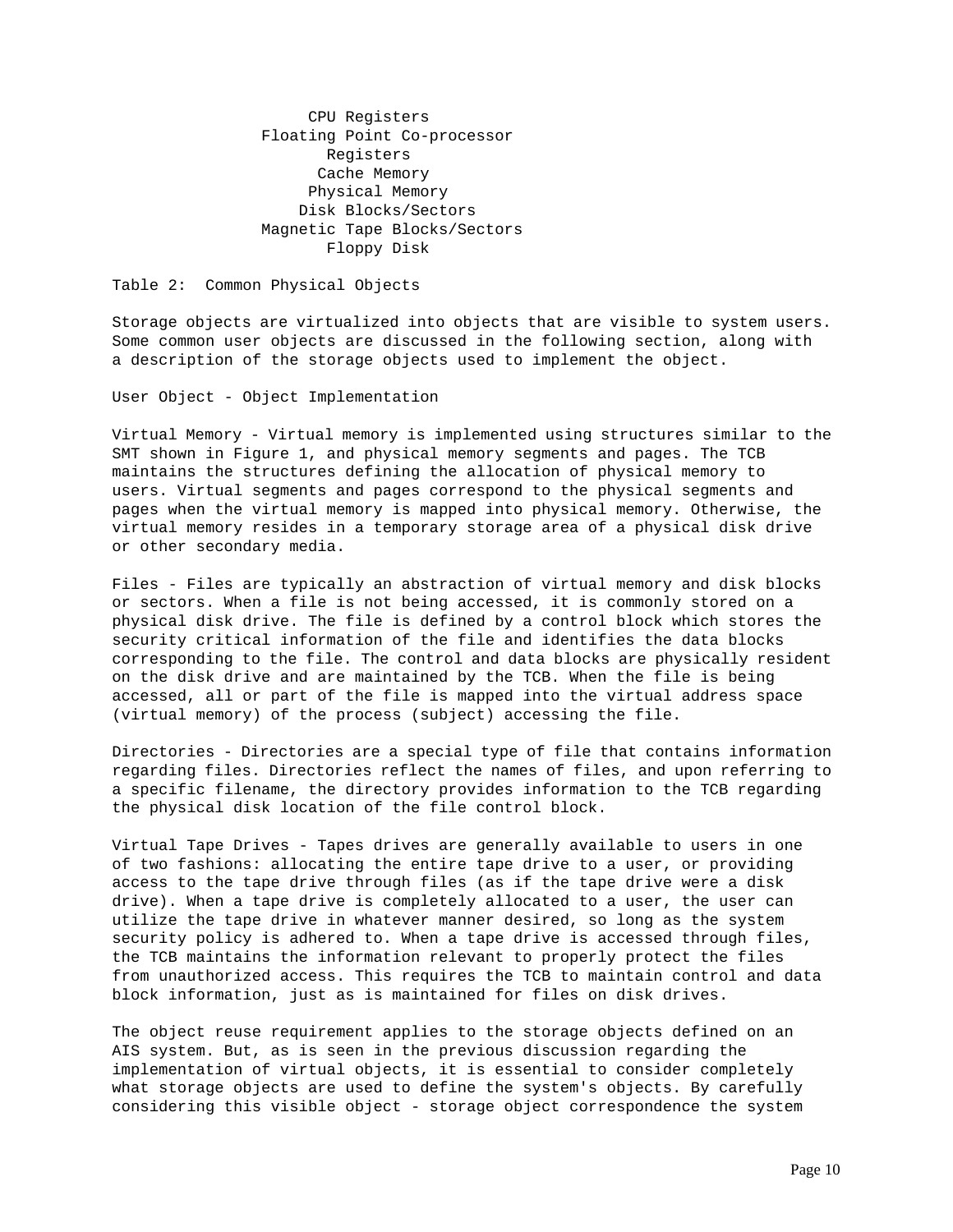CPU Registers
Floating Point Co-processor
Registers
Cache Memory
Physical Memory
Disk Blocks/Sectors
Magnetic Tape Blocks/Sectors
Floppy Disk

Table 2: Common Physical Objects

Storage objects are virtualized into objects that are visible to system users. Some common user objects are discussed in the following section, along with a description of the storage objects used to implement the object.

User Object - Object Implementation

Virtual Memory - Virtual memory is implemented using structures similar to the SMT shown in Figure 1, and physical memory segments and pages. The TCB maintains the structures defining the allocation of physical memory to users. Virtual segments and pages correspond to the physical segments and pages when the virtual memory is mapped into physical memory. Otherwise, the virtual memory resides in a temporary storage area of a physical disk drive or other secondary media.

Files - Files are typically an abstraction of virtual memory and disk blocks or sectors. When a file is not being accessed, it is commonly stored on a physical disk drive. The file is defined by a control block which stores the security critical information of the file and identifies the data blocks corresponding to the file. The control and data blocks are physically resident on the disk drive and are maintained by the TCB. When the file is being accessed, all or part of the file is mapped into the virtual address space (virtual memory) of the process (subject) accessing the file.

Directories - Directories are a special type of file that contains information regarding files. Directories reflect the names of files, and upon referring to a specific filename, the directory provides information to the TCB regarding the physical disk location of the file control block.

Virtual Tape Drives - Tapes drives are generally available to users in one of two fashions: allocating the entire tape drive to a user, or providing access to the tape drive through files (as if the tape drive were a disk drive). When a tape drive is completely allocated to a user, the user can utilize the tape drive in whatever manner desired, so long as the system security policy is adhered to. When a tape drive is accessed through files, the TCB maintains the information relevant to properly protect the files from unauthorized access. This requires the TCB to maintain control and data block information, just as is maintained for files on disk drives.

The object reuse requirement applies to the storage objects defined on an AIS system. But, as is seen in the previous discussion regarding the implementation of virtual objects, it is essential to consider completely what storage objects are used to define the system's objects. By carefully considering this visible object - storage object correspondence the system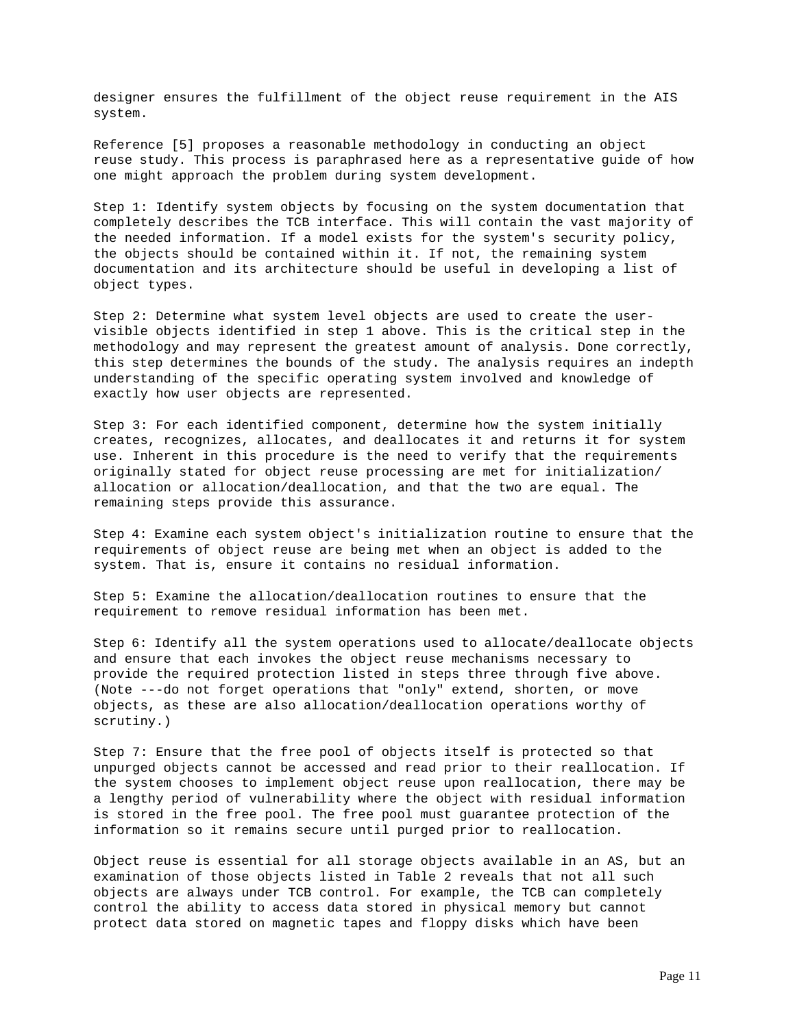designer ensures the fulfillment of the object reuse requirement in the AIS system.

Reference [5] proposes a reasonable methodology in conducting an object reuse study. This process is paraphrased here as a representative guide of how one might approach the problem during system development.

Step 1: Identify system objects by focusing on the system documentation that completely describes the TCB interface. This will contain the vast majority of the needed information. If a model exists for the system's security policy, the objects should be contained within it. If not, the remaining system documentation and its architecture should be useful in developing a list of object types.

Step 2: Determine what system level objects are used to create the user-visible objects identified in step 1 above. This is the critical step in the methodology and may represent the greatest amount of analysis. Done correctly, this step determines the bounds of the study. The analysis requires an indepth understanding of the specific operating system involved and knowledge of exactly how user objects are represented.

Step 3: For each identified component, determine how the system initially creates, recognizes, allocates, and deallocates it and returns it for system use. Inherent in this procedure is the need to verify that the requirements originally stated for object reuse processing are met for initialization/ allocation or allocation/deallocation, and that the two are equal. The remaining steps provide this assurance.

Step 4: Examine each system object's initialization routine to ensure that the requirements of object reuse are being met when an object is added to the system. That is, ensure it contains no residual information.

Step 5: Examine the allocation/deallocation routines to ensure that the requirement to remove residual information has been met.

Step 6: Identify all the system operations used to allocate/deallocate objects and ensure that each invokes the object reuse mechanisms necessary to provide the required protection listed in steps three through five above. (Note ---do not forget operations that "only" extend, shorten, or move objects, as these are also allocation/deallocation operations worthy of scrutiny.)

Step 7: Ensure that the free pool of objects itself is protected so that unpurged objects cannot be accessed and read prior to their reallocation. If the system chooses to implement object reuse upon reallocation, there may be a lengthy period of vulnerability where the object with residual information is stored in the free pool. The free pool must guarantee protection of the information so it remains secure until purged prior to reallocation.

Object reuse is essential for all storage objects available in an AS, but an examination of those objects listed in Table 2 reveals that not all such objects are always under TCB control. For example, the TCB can completely control the ability to access data stored in physical memory but cannot protect data stored on magnetic tapes and floppy disks which have been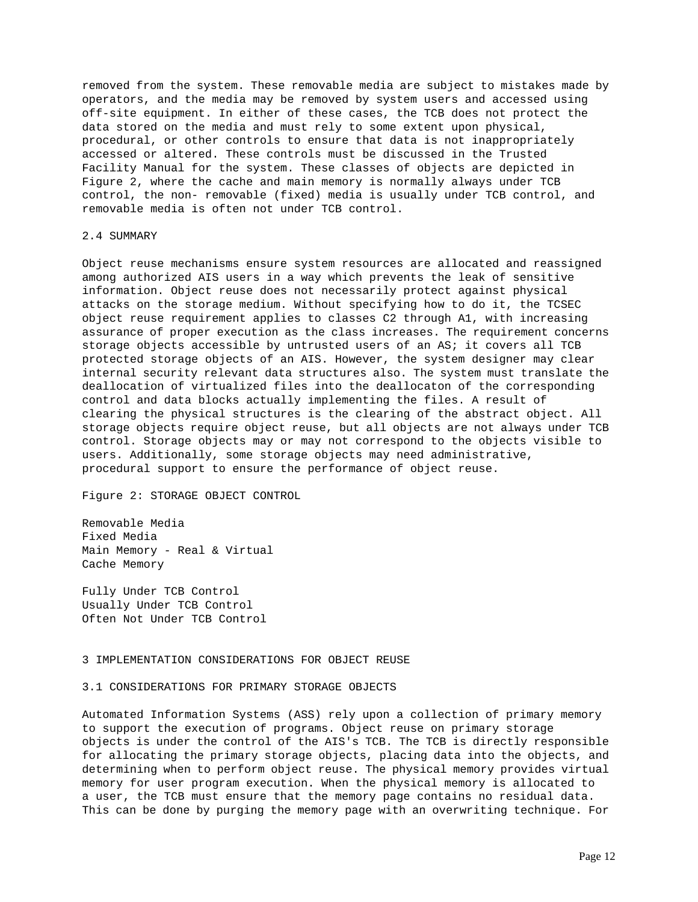removed from the system. These removable media are subject to mistakes made by operators, and the media may be removed by system users and accessed using off-site equipment. In either of these cases, the TCB does not protect the data stored on the media and must rely to some extent upon physical, procedural, or other controls to ensure that data is not inappropriately accessed or altered. These controls must be discussed in the Trusted Facility Manual for the system. These classes of objects are depicted in Figure 2, where the cache and main memory is normally always under TCB control, the non- removable (fixed) media is usually under TCB control, and removable media is often not under TCB control.

## 2.4 SUMMARY

Object reuse mechanisms ensure system resources are allocated and reassigned among authorized AIS users in a way which prevents the leak of sensitive information. Object reuse does not necessarily protect against physical attacks on the storage medium. Without specifying how to do it, the TCSEC object reuse requirement applies to classes C2 through A1, with increasing assurance of proper execution as the class increases. The requirement concerns storage objects accessible by untrusted users of an AS; it covers all TCB protected storage objects of an AIS. However, the system designer may clear internal security relevant data structures also. The system must translate the deallocation of virtualized files into the deallocaton of the corresponding control and data blocks actually implementing the files. A result of clearing the physical structures is the clearing of the abstract object. All storage objects require object reuse, but all objects are not always under TCB control. Storage objects may or may not correspond to the objects visible to users. Additionally, some storage objects may need administrative, procedural support to ensure the performance of object reuse.

Figure 2: STORAGE OBJECT CONTROL

Removable Media
Fixed Media
Main Memory - Real & Virtual
Cache Memory

Fully Under TCB Control
Usually Under TCB Control
Often Not Under TCB Control

# 3 IMPLEMENTATION CONSIDERATIONS FOR OBJECT REUSE

## 3.1 CONSIDERATIONS FOR PRIMARY STORAGE OBJECTS

Automated Information Systems (ASS) rely upon a collection of primary memory to support the execution of programs. Object reuse on primary storage objects is under the control of the AIS's TCB. The TCB is directly responsible for allocating the primary storage objects, placing data into the objects, and determining when to perform object reuse. The physical memory provides virtual memory for user program execution. When the physical memory is allocated to a user, the TCB must ensure that the memory page contains no residual data. This can be done by purging the memory page with an overwriting technique. For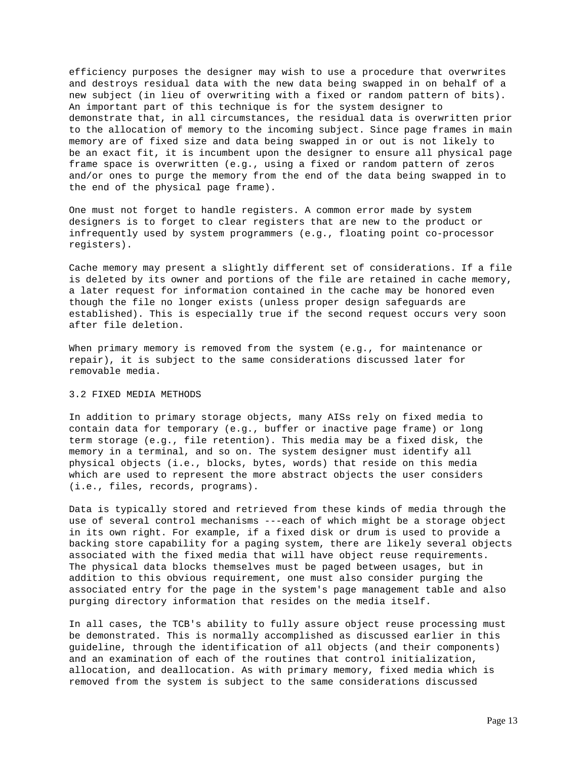efficiency purposes the designer may wish to use a procedure that overwrites and destroys residual data with the new data being swapped in on behalf of a new subject (in lieu of overwriting with a fixed or random pattern of bits). An important part of this technique is for the system designer to demonstrate that, in all circumstances, the residual data is overwritten prior to the allocation of memory to the incoming subject. Since page frames in main memory are of fixed size and data being swapped in or out is not likely to be an exact fit, it is incumbent upon the designer to ensure all physical page frame space is overwritten (e.g., using a fixed or random pattern of zeros and/or ones to purge the memory from the end of the data being swapped in to the end of the physical page frame).

One must not forget to handle registers. A common error made by system designers is to forget to clear registers that are new to the product or infrequently used by system programmers (e.g., floating point co-processor registers).

Cache memory may present a slightly different set of considerations. If a file is deleted by its owner and portions of the file are retained in cache memory, a later request for information contained in the cache may be honored even though the file no longer exists (unless proper design safeguards are established). This is especially true if the second request occurs very soon after file deletion.

When primary memory is removed from the system (e.g., for maintenance or repair), it is subject to the same considerations discussed later for removable media.

## 3.2 FIXED MEDIA METHODS

In addition to primary storage objects, many AISs rely on fixed media to contain data for temporary (e.g., buffer or inactive page frame) or long term storage (e.g., file retention). This media may be a fixed disk, the memory in a terminal, and so on. The system designer must identify all physical objects (i.e., blocks, bytes, words) that reside on this media which are used to represent the more abstract objects the user considers (i.e., files, records, programs).

Data is typically stored and retrieved from these kinds of media through the use of several control mechanisms ---each of which might be a storage object in its own right. For example, if a fixed disk or drum is used to provide a backing store capability for a paging system, there are likely several objects associated with the fixed media that will have object reuse requirements. The physical data blocks themselves must be paged between usages, but in addition to this obvious requirement, one must also consider purging the associated entry for the page in the system's page management table and also purging directory information that resides on the media itself.

In all cases, the TCB's ability to fully assure object reuse processing must be demonstrated. This is normally accomplished as discussed earlier in this guideline, through the identification of all objects (and their components) and an examination of each of the routines that control initialization, allocation, and deallocation. As with primary memory, fixed media which is removed from the system is subject to the same considerations discussed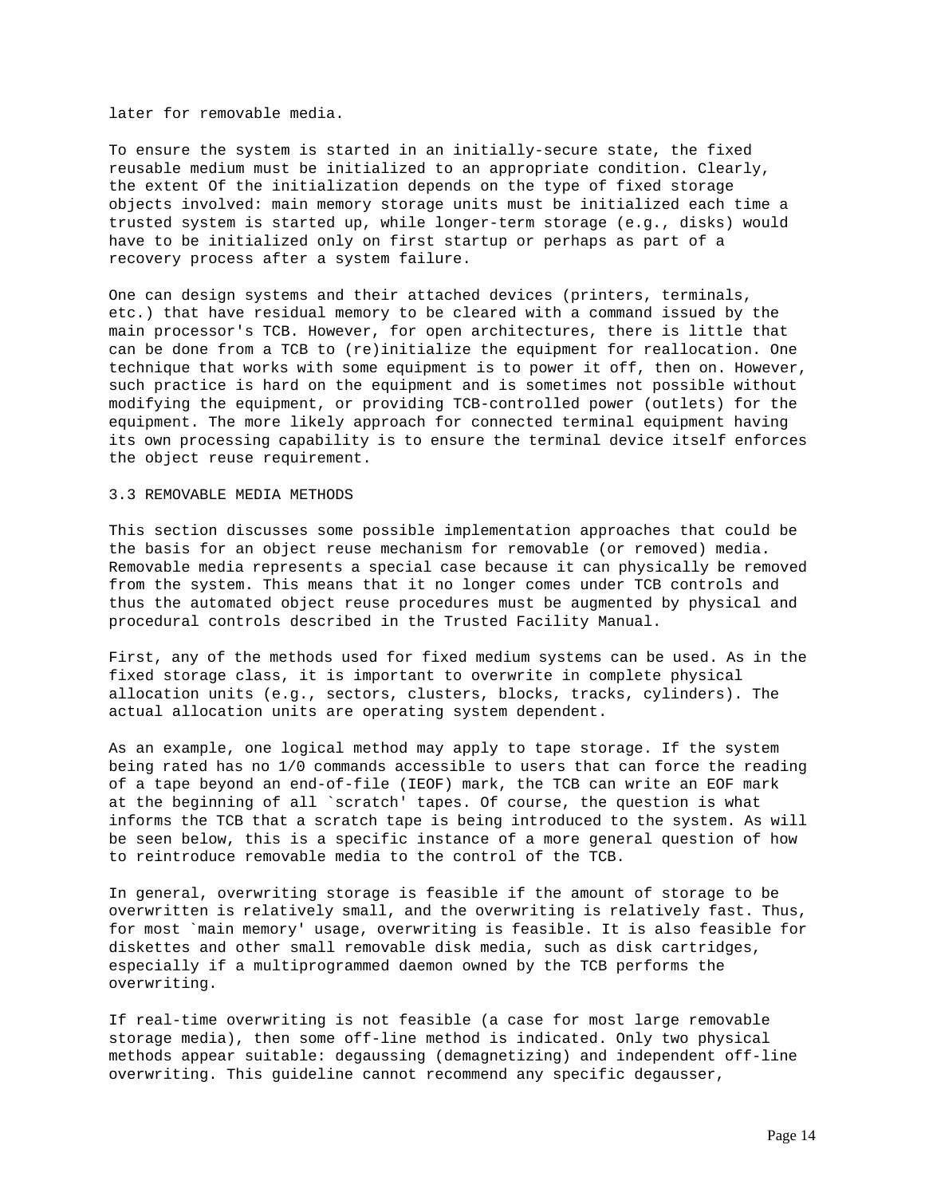later for removable media.

To ensure the system is started in an initially-secure state, the fixed reusable medium must be initialized to an appropriate condition. Clearly, the extent Of the initialization depends on the type of fixed storage objects involved: main memory storage units must be initialized each time a trusted system is started up, while longer-term storage (e.g., disks) would have to be initialized only on first startup or perhaps as part of a recovery process after a system failure.

One can design systems and their attached devices (printers, terminals, etc.) that have residual memory to be cleared with a command issued by the main processor's TCB. However, for open architectures, there is little that can be done from a TCB to (re)initialize the equipment for reallocation. One technique that works with some equipment is to power it off, then on. However, such practice is hard on the equipment and is sometimes not possible without modifying the equipment, or providing TCB-controlled power (outlets) for the equipment. The more likely approach for connected terminal equipment having its own processing capability is to ensure the terminal device itself enforces the object reuse requirement.

## 3.3 REMOVABLE MEDIA METHODS

This section discusses some possible implementation approaches that could be the basis for an object reuse mechanism for removable (or removed) media. Removable media represents a special case because it can physically be removed from the system. This means that it no longer comes under TCB controls and thus the automated object reuse procedures must be augmented by physical and procedural controls described in the Trusted Facility Manual.

First, any of the methods used for fixed medium systems can be used. As in the fixed storage class, it is important to overwrite in complete physical allocation units (e.g., sectors, clusters, blocks, tracks, cylinders). The actual allocation units are operating system dependent.

As an example, one logical method may apply to tape storage. If the system being rated has no 1/0 commands accessible to users that can force the reading of a tape beyond an end-of-file (IEOF) mark, the TCB can write an EOF mark at the beginning of all `scratch' tapes. Of course, the question is what informs the TCB that a scratch tape is being introduced to the system. As will be seen below, this is a specific instance of a more general question of how to reintroduce removable media to the control of the TCB.

In general, overwriting storage is feasible if the amount of storage to be overwritten is relatively small, and the overwriting is relatively fast. Thus, for most `main memory' usage, overwriting is feasible. It is also feasible for diskettes and other small removable disk media, such as disk cartridges, especially if a multiprogrammed daemon owned by the TCB performs the overwriting.

If real-time overwriting is not feasible (a case for most large removable storage media), then some off-line method is indicated. Only two physical methods appear suitable: degaussing (demagnetizing) and independent off-line overwriting. This guideline cannot recommend any specific degausser,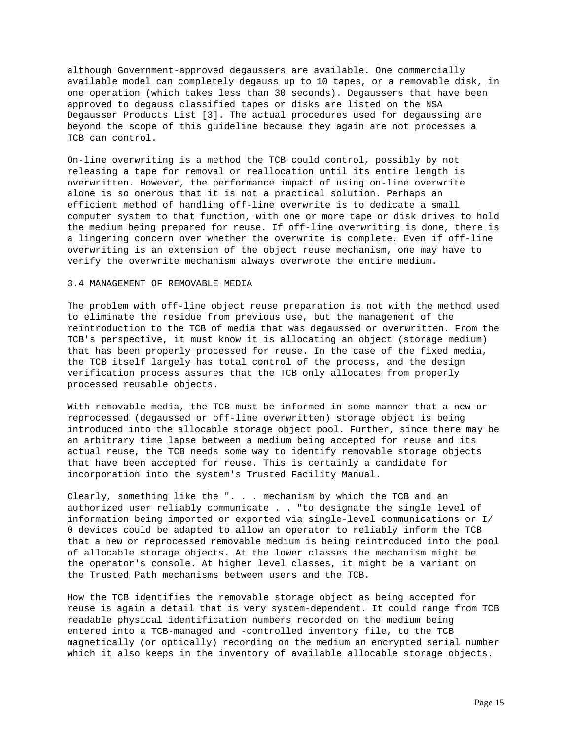although Government-approved degaussers are available. One commercially available model can completely degauss up to 10 tapes, or a removable disk, in one operation (which takes less than 30 seconds). Degaussers that have been approved to degauss classified tapes or disks are listed on the NSA Degausser Products List [3]. The actual procedures used for degaussing are beyond the scope of this guideline because they again are not processes a TCB can control.

On-line overwriting is a method the TCB could control, possibly by not releasing a tape for removal or reallocation until its entire length is overwritten. However, the performance impact of using on-line overwrite alone is so onerous that it is not a practical solution. Perhaps an efficient method of handling off-line overwrite is to dedicate a small computer system to that function, with one or more tape or disk drives to hold the medium being prepared for reuse. If off-line overwriting is done, there is a lingering concern over whether the overwrite is complete. Even if off-line overwriting is an extension of the object reuse mechanism, one may have to verify the overwrite mechanism always overwrote the entire medium.

### 3.4 MANAGEMENT OF REMOVABLE MEDIA

The problem with off-line object reuse preparation is not with the method used to eliminate the residue from previous use, but the management of the reintroduction to the TCB of media that was degaussed or overwritten. From the TCB's perspective, it must know it is allocating an object (storage medium) that has been properly processed for reuse. In the case of the fixed media, the TCB itself largely has total control of the process, and the design verification process assures that the TCB only allocates from properly processed reusable objects.

With removable media, the TCB must be informed in some manner that a new or reprocessed (degaussed or off-line overwritten) storage object is being introduced into the allocable storage object pool. Further, since there may be an arbitrary time lapse between a medium being accepted for reuse and its actual reuse, the TCB needs some way to identify removable storage objects that have been accepted for reuse. This is certainly a candidate for incorporation into the system's Trusted Facility Manual.

Clearly, something like the ". . . mechanism by which the TCB and an authorized user reliably communicate . . "to designate the single level of information being imported or exported via single-level communications or I/0 devices could be adapted to allow an operator to reliably inform the TCB that a new or reprocessed removable medium is being reintroduced into the pool of allocable storage objects. At the lower classes the mechanism might be the operator's console. At higher level classes, it might be a variant on the Trusted Path mechanisms between users and the TCB.

How the TCB identifies the removable storage object as being accepted for reuse is again a detail that is very system-dependent. It could range from TCB readable physical identification numbers recorded on the medium being entered into a TCB-managed and -controlled inventory file, to the TCB magnetically (or optically) recording on the medium an encrypted serial number which it also keeps in the inventory of available allocable storage objects.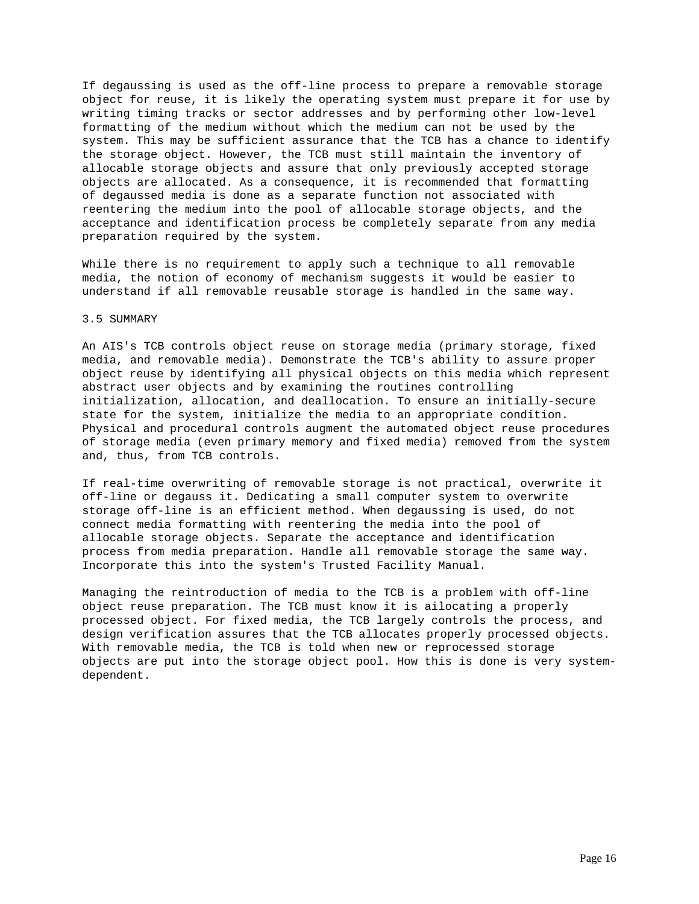If degaussing is used as the off-line process to prepare a removable storage object for reuse, it is likely the operating system must prepare it for use by writing timing tracks or sector addresses and by performing other low-level formatting of the medium without which the medium can not be used by the system. This may be sufficient assurance that the TCB has a chance to identify the storage object. However, the TCB must still maintain the inventory of allocable storage objects and assure that only previously accepted storage objects are allocated. As a consequence, it is recommended that formatting of degaussed media is done as a separate function not associated with reentering the medium into the pool of allocable storage objects, and the acceptance and identification process be completely separate from any media preparation required by the system.

While there is no requirement to apply such a technique to all removable media, the notion of economy of mechanism suggests it would be easier to understand if all removable reusable storage is handled in the same way.

## 3.5 SUMMARY

An AIS's TCB controls object reuse on storage media (primary storage, fixed media, and removable media). Demonstrate the TCB's ability to assure proper object reuse by identifying all physical objects on this media which represent abstract user objects and by examining the routines controlling initialization, allocation, and deallocation. To ensure an initially-secure state for the system, initialize the media to an appropriate condition. Physical and procedural controls augment the automated object reuse procedures of storage media (even primary memory and fixed media) removed from the system and, thus, from TCB controls.

If real-time overwriting of removable storage is not practical, overwrite it off-line or degauss it. Dedicating a small computer system to overwrite storage off-line is an efficient method. When degaussing is used, do not connect media formatting with reentering the media into the pool of allocable storage objects. Separate the acceptance and identification process from media preparation. Handle all removable storage the same way. Incorporate this into the system's Trusted Facility Manual.

Managing the reintroduction of media to the TCB is a problem with off-line object reuse preparation. The TCB must know it is ailocating a properly processed object. For fixed media, the TCB largely controls the process, and design verification assures that the TCB allocates properly processed objects. With removable media, the TCB is told when new or reprocessed storage objects are put into the storage object pool. How this is done is very system-dependent.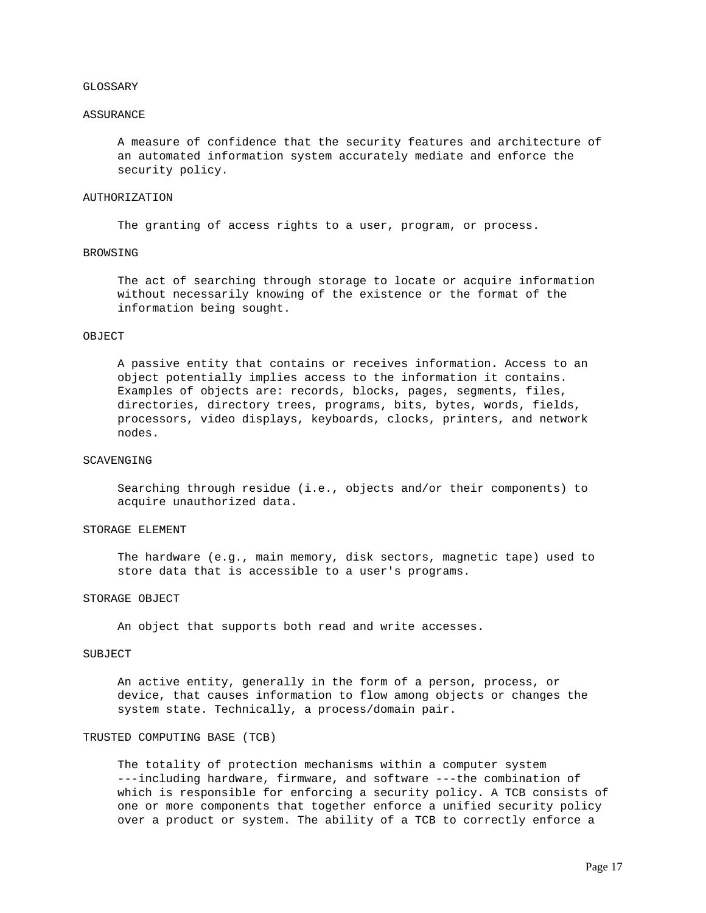# GLOSSARY

## ASSURANCE

A measure of confidence that the security features and architecture of an automated information system accurately mediate and enforce the security policy.

## AUTHORIZATION

The granting of access rights to a user, program, or process.

## BROWSING

The act of searching through storage to locate or acquire information without necessarily knowing of the existence or the format of the information being sought.

## OBJECT

A passive entity that contains or receives information. Access to an object potentially implies access to the information it contains. Examples of objects are: records, blocks, pages, segments, files, directories, directory trees, programs, bits, bytes, words, fields, processors, video displays, keyboards, clocks, printers, and network nodes.

## SCAVENGING

Searching through residue (i.e., objects and/or their components) to acquire unauthorized data.

## STORAGE ELEMENT

The hardware (e.g., main memory, disk sectors, magnetic tape) used to store data that is accessible to a user's programs.

## STORAGE OBJECT

An object that supports both read and write accesses.

## SUBJECT

An active entity, generally in the form of a person, process, or device, that causes information to flow among objects or changes the system state. Technically, a process/domain pair.

## TRUSTED COMPUTING BASE (TCB)

The totality of protection mechanisms within a computer system ---including hardware, firmware, and software ---the combination of which is responsible for enforcing a security policy. A TCB consists of one or more components that together enforce a unified security policy over a product or system. The ability of a TCB to correctly enforce a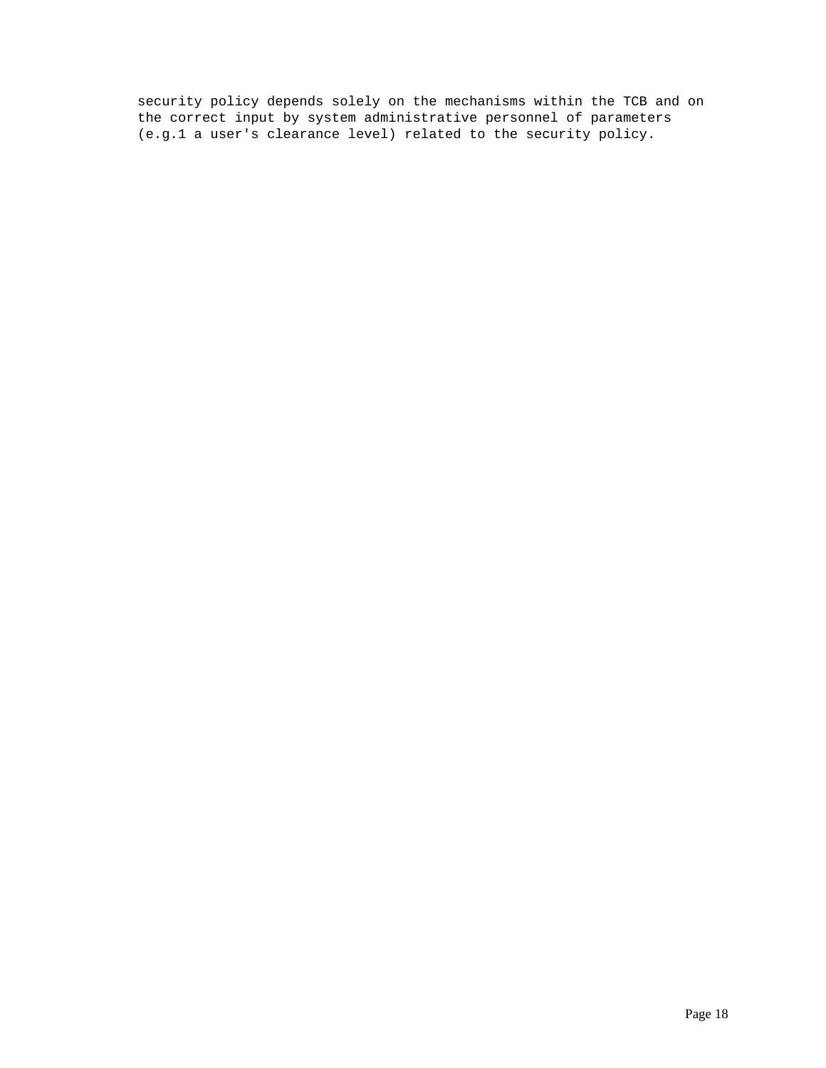security policy depends solely on the mechanisms within the TCB and on the correct input by system administrative personnel of parameters (e.g.1 a user's clearance level) related to the security policy.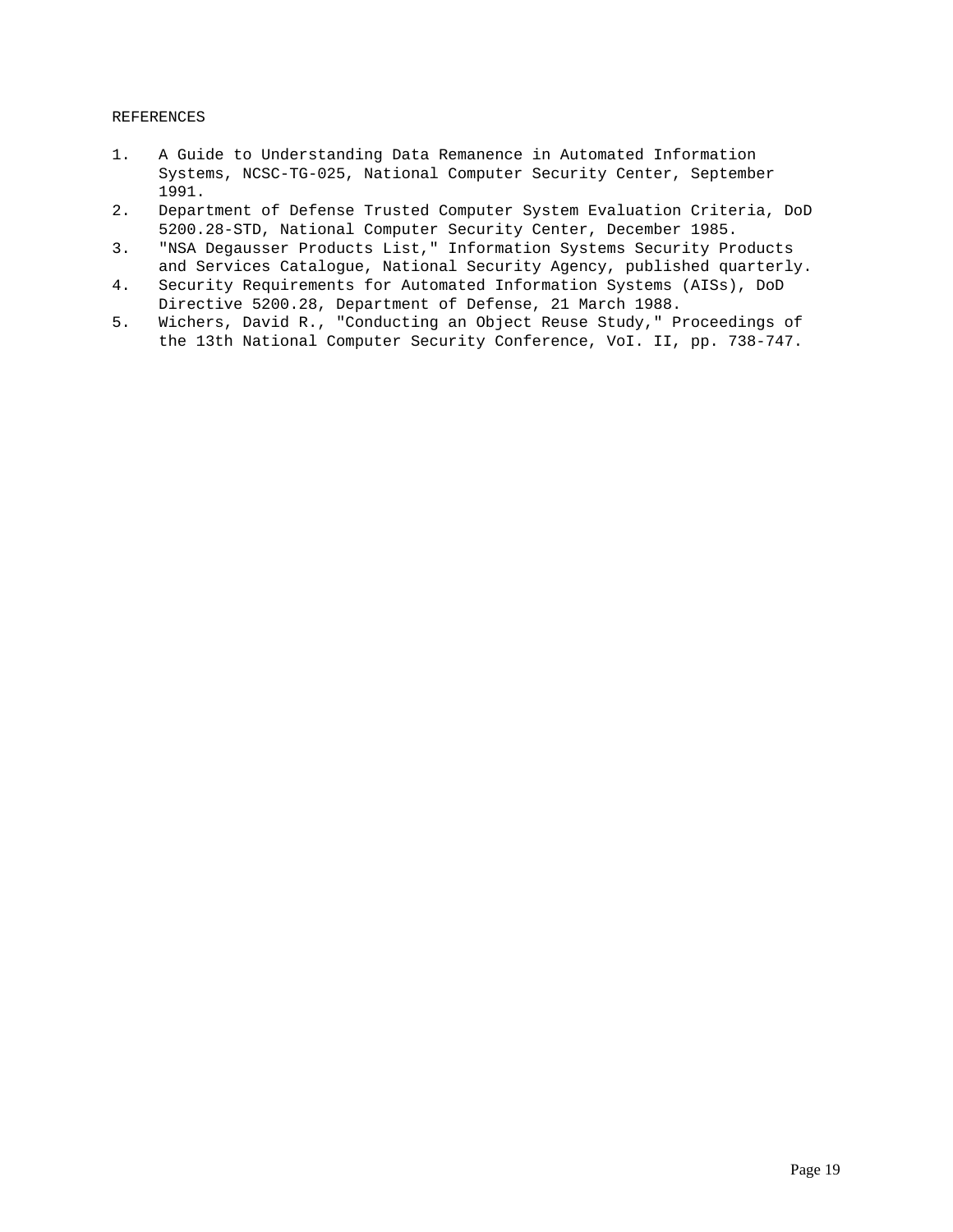## REFERENCES

1. A Guide to Understanding Data Remanence in Automated Information Systems, NCSC-TG-025, National Computer Security Center, September 1991.
2. Department of Defense Trusted Computer System Evaluation Criteria, DoD 5200.28-STD, National Computer Security Center, December 1985.
3. "NSA Degausser Products List," Information Systems Security Products and Services Catalogue, National Security Agency, published quarterly.
4. Security Requirements for Automated Information Systems (AISs), DoD Directive 5200.28, Department of Defense, 21 March 1988.
5. Wichers, David R., "Conducting an Object Reuse Study," Proceedings of the 13th National Computer Security Conference, VoI. II, pp. 738-747.